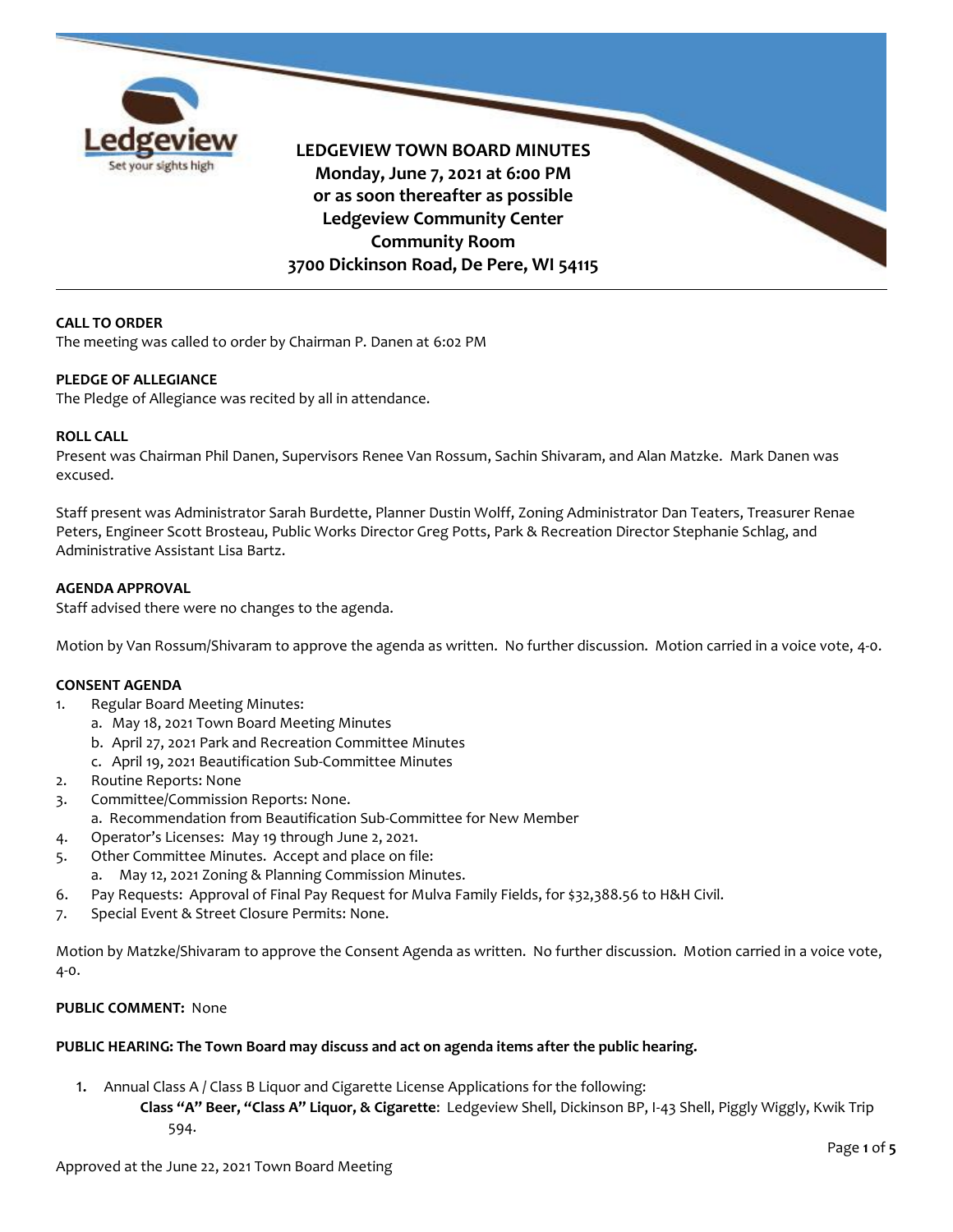# LEDGEVIEW TOWN BOARD MINUTES

**Monday, June 7, 2021 at 6:00 PM**
**or as soon thereafter as possible**
**Ledgeview Community Center**
**Community Room**
**3700 Dickinson Road, De Pere, WI 54115**

---

**CALL TO ORDER**
The meeting was called to order by Chairman P. Danen at 6:02 PM

**PLEDGE OF ALLEGIANCE**
The Pledge of Allegiance was recited by all in attendance.

**ROLL CALL**
Present was Chairman Phil Danen, Supervisors Renee Van Rossum, Sachin Shivaram, and Alan Matzke. Mark Danen was excused.

Staff present was Administrator Sarah Burdette, Planner Dustin Wolff, Zoning Administrator Dan Teaters, Treasurer Renae Peters, Engineer Scott Brosteau, Public Works Director Greg Potts, Park & Recreation Director Stephanie Schlag, and Administrative Assistant Lisa Bartz.

**AGENDA APPROVAL**
Staff advised there were no changes to the agenda.

Motion by Van Rossum/Shivaram to approve the agenda as written. No further discussion. Motion carried in a voice vote, 4-0.

**CONSENT AGENDA**

1. Regular Board Meeting Minutes:
   a. May 18, 2021 Town Board Meeting Minutes
   b. April 27, 2021 Park and Recreation Committee Minutes
   c. April 19, 2021 Beautification Sub-Committee Minutes
2. Routine Reports: None
3. Committee/Commission Reports: None.
   a. Recommendation from Beautification Sub-Committee for New Member
4. Operator's Licenses: May 19 through June 2, 2021.
5. Other Committee Minutes. Accept and place on file:
   a. May 12, 2021 Zoning & Planning Commission Minutes.
6. Pay Requests: Approval of Final Pay Request for Mulva Family Fields, for $32,388.56 to H&H Civil.
7. Special Event & Street Closure Permits: None.

Motion by Matzke/Shivaram to approve the Consent Agenda as written. No further discussion. Motion carried in a voice vote, 4-0.

**PUBLIC COMMENT:** None

**PUBLIC HEARING: The Town Board may discuss and act on agenda items after the public hearing.**

1. Annual Class A / Class B Liquor and Cigarette License Applications for the following:
   **Class "A" Beer, "Class A" Liquor, & Cigarette**: Ledgeview Shell, Dickinson BP, I-43 Shell, Piggly Wiggly, Kwik Trip 594.

Approved at the June 22, 2021 Town Board Meeting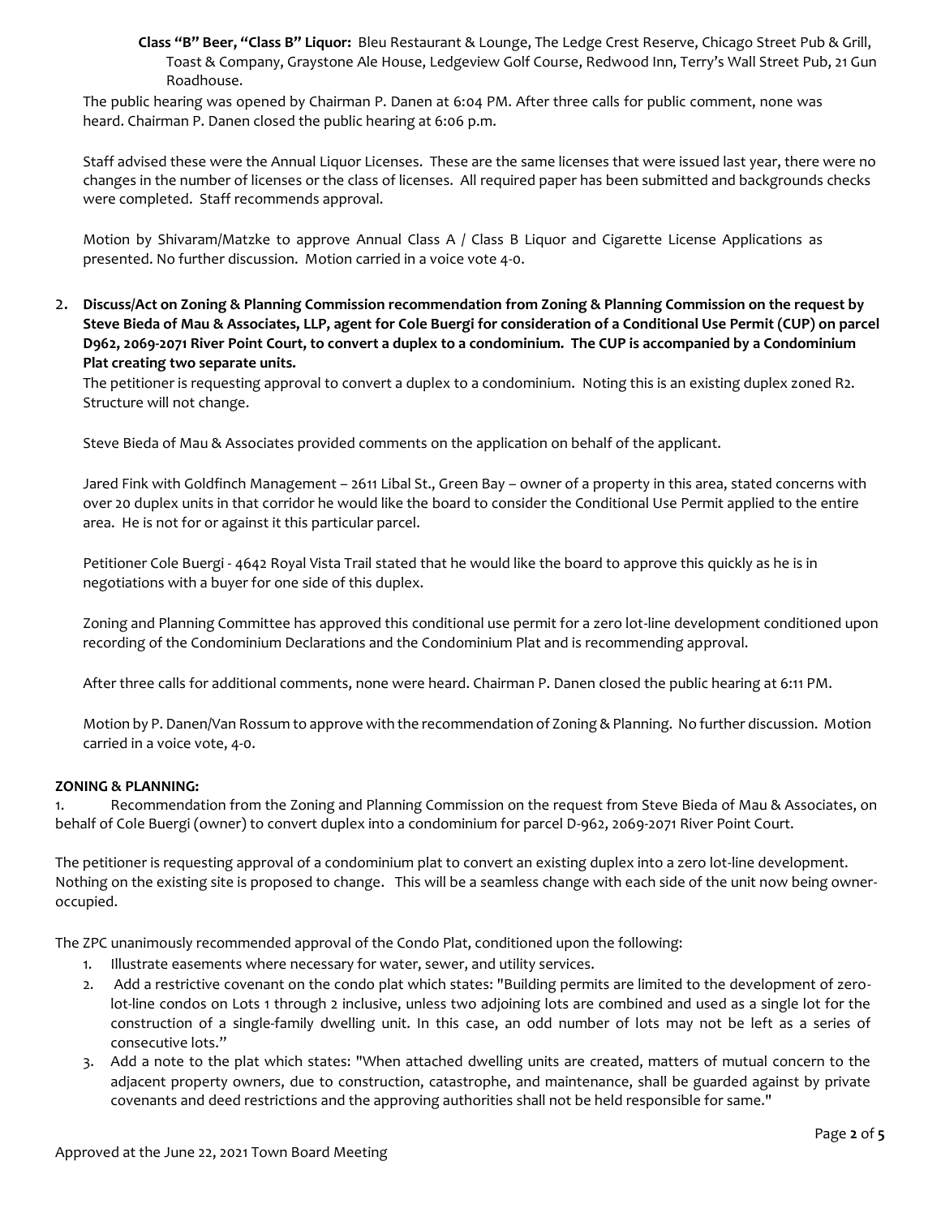**Class "B" Beer, "Class B" Liquor:** Bleu Restaurant & Lounge, The Ledge Crest Reserve, Chicago Street Pub & Grill, Toast & Company, Graystone Ale House, Ledgeview Golf Course, Redwood Inn, Terry's Wall Street Pub, 21 Gun Roadhouse.

The public hearing was opened by Chairman P. Danen at 6:04 PM. After three calls for public comment, none was heard. Chairman P. Danen closed the public hearing at 6:06 p.m.

Staff advised these were the Annual Liquor Licenses. These are the same licenses that were issued last year, there were no changes in the number of licenses or the class of licenses. All required paper has been submitted and backgrounds checks were completed. Staff recommends approval.

Motion by Shivaram/Matzke to approve Annual Class A / Class B Liquor and Cigarette License Applications as presented. No further discussion. Motion carried in a voice vote 4-0.

2. **Discuss/Act on Zoning & Planning Commission recommendation from Zoning & Planning Commission on the request by Steve Bieda of Mau & Associates, LLP, agent for Cole Buergi for consideration of a Conditional Use Permit (CUP) on parcel D962, 2069-2071 River Point Court, to convert a duplex to a condominium. The CUP is accompanied by a Condominium Plat creating two separate units.**

The petitioner is requesting approval to convert a duplex to a condominium. Noting this is an existing duplex zoned R2. Structure will not change.

Steve Bieda of Mau & Associates provided comments on the application on behalf of the applicant.

Jared Fink with Goldfinch Management – 2611 Libal St., Green Bay – owner of a property in this area, stated concerns with over 20 duplex units in that corridor he would like the board to consider the Conditional Use Permit applied to the entire area. He is not for or against it this particular parcel.

Petitioner Cole Buergi - 4642 Royal Vista Trail stated that he would like the board to approve this quickly as he is in negotiations with a buyer for one side of this duplex.

Zoning and Planning Committee has approved this conditional use permit for a zero lot-line development conditioned upon recording of the Condominium Declarations and the Condominium Plat and is recommending approval.

After three calls for additional comments, none were heard. Chairman P. Danen closed the public hearing at 6:11 PM.

Motion by P. Danen/Van Rossum to approve with the recommendation of Zoning & Planning. No further discussion. Motion carried in a voice vote, 4-0.

**ZONING & PLANNING:**

1. Recommendation from the Zoning and Planning Commission on the request from Steve Bieda of Mau & Associates, on behalf of Cole Buergi (owner) to convert duplex into a condominium for parcel D-962, 2069-2071 River Point Court.

The petitioner is requesting approval of a condominium plat to convert an existing duplex into a zero lot-line development. Nothing on the existing site is proposed to change. This will be a seamless change with each side of the unit now being owner-occupied.

The ZPC unanimously recommended approval of the Condo Plat, conditioned upon the following:

1. Illustrate easements where necessary for water, sewer, and utility services.
2. Add a restrictive covenant on the condo plat which states: "Building permits are limited to the development of zero-lot-line condos on Lots 1 through 2 inclusive, unless two adjoining lots are combined and used as a single lot for the construction of a single-family dwelling unit. In this case, an odd number of lots may not be left as a series of consecutive lots."
3. Add a note to the plat which states: "When attached dwelling units are created, matters of mutual concern to the adjacent property owners, due to construction, catastrophe, and maintenance, shall be guarded against by private covenants and deed restrictions and the approving authorities shall not be held responsible for same."

Approved at the June 22, 2021 Town Board Meeting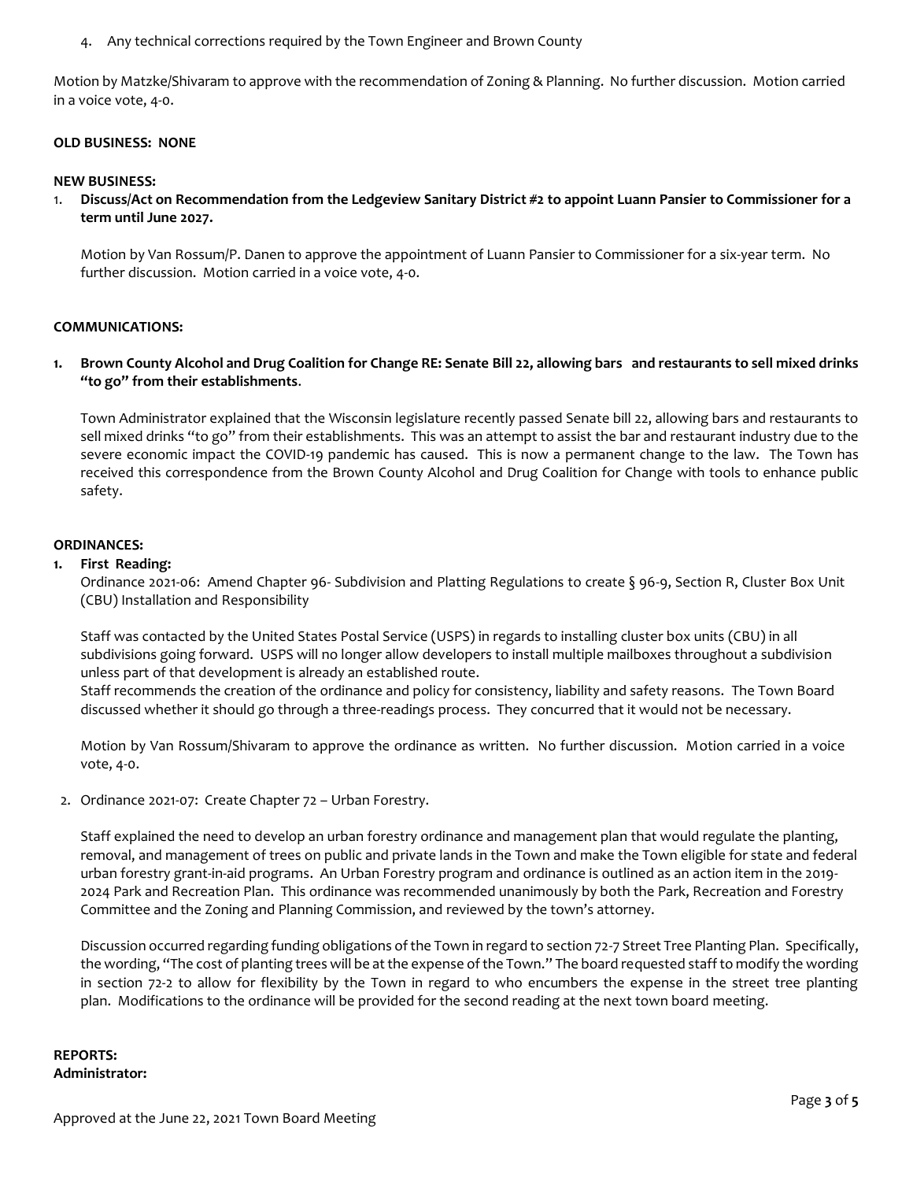4. Any technical corrections required by the Town Engineer and Brown County

Motion by Matzke/Shivaram to approve with the recommendation of Zoning & Planning. No further discussion. Motion carried in a voice vote, 4-0.

**OLD BUSINESS: NONE**

**NEW BUSINESS:**

1. **Discuss/Act on Recommendation from the Ledgeview Sanitary District #2 to appoint Luann Pansier to Commissioner for a term until June 2027.**

   Motion by Van Rossum/P. Danen to approve the appointment of Luann Pansier to Commissioner for a six-year term. No further discussion. Motion carried in a voice vote, 4-0.

**COMMUNICATIONS:**

1. **Brown County Alcohol and Drug Coalition for Change RE: Senate Bill 22, allowing bars and restaurants to sell mixed drinks "to go" from their establishments**.

   Town Administrator explained that the Wisconsin legislature recently passed Senate bill 22, allowing bars and restaurants to sell mixed drinks "to go" from their establishments. This was an attempt to assist the bar and restaurant industry due to the severe economic impact the COVID-19 pandemic has caused. This is now a permanent change to the law. The Town has received this correspondence from the Brown County Alcohol and Drug Coalition for Change with tools to enhance public safety.

**ORDINANCES:**

1. **First Reading:**

   Ordinance 2021-06: Amend Chapter 96- Subdivision and Platting Regulations to create § 96-9, Section R, Cluster Box Unit (CBU) Installation and Responsibility

   Staff was contacted by the United States Postal Service (USPS) in regards to installing cluster box units (CBU) in all subdivisions going forward. USPS will no longer allow developers to install multiple mailboxes throughout a subdivision unless part of that development is already an established route.
   Staff recommends the creation of the ordinance and policy for consistency, liability and safety reasons. The Town Board discussed whether it should go through a three-readings process. They concurred that it would not be necessary.

   Motion by Van Rossum/Shivaram to approve the ordinance as written. No further discussion. Motion carried in a voice vote, 4-0.

2. Ordinance 2021-07: Create Chapter 72 – Urban Forestry.

   Staff explained the need to develop an urban forestry ordinance and management plan that would regulate the planting, removal, and management of trees on public and private lands in the Town and make the Town eligible for state and federal urban forestry grant-in-aid programs. An Urban Forestry program and ordinance is outlined as an action item in the 2019-2024 Park and Recreation Plan. This ordinance was recommended unanimously by both the Park, Recreation and Forestry Committee and the Zoning and Planning Commission, and reviewed by the town's attorney.

   Discussion occurred regarding funding obligations of the Town in regard to section 72-7 Street Tree Planting Plan. Specifically, the wording, "The cost of planting trees will be at the expense of the Town." The board requested staff to modify the wording in section 72-2 to allow for flexibility by the Town in regard to who encumbers the expense in the street tree planting plan. Modifications to the ordinance will be provided for the second reading at the next town board meeting.

**REPORTS:**
**Administrator:**

Approved at the June 22, 2021 Town Board Meeting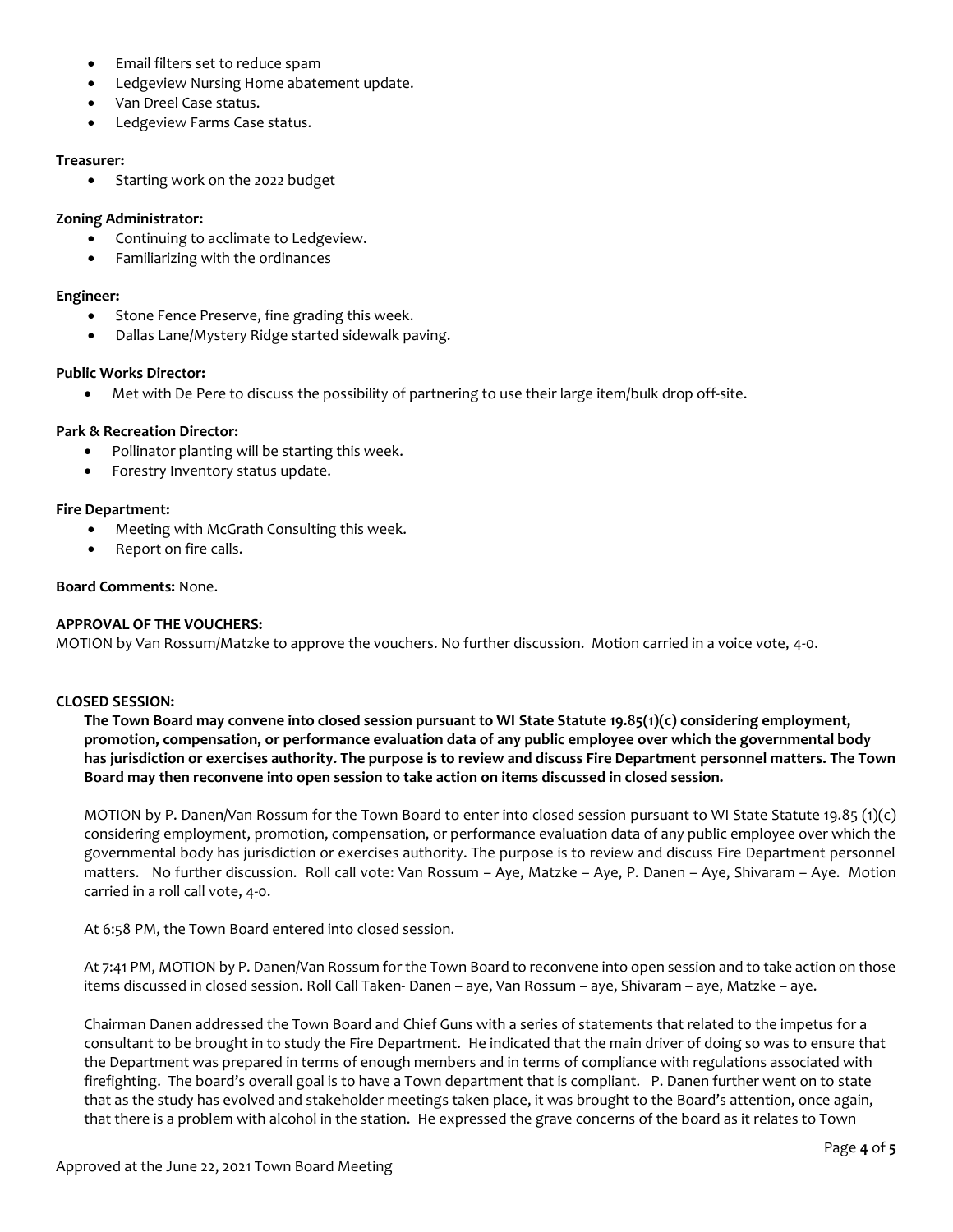- Email filters set to reduce spam
- Ledgeview Nursing Home abatement update.
- Van Dreel Case status.
- Ledgeview Farms Case status.

**Treasurer:**

- Starting work on the 2022 budget

**Zoning Administrator:**

- Continuing to acclimate to Ledgeview.
- Familiarizing with the ordinances

**Engineer:**

- Stone Fence Preserve, fine grading this week.
- Dallas Lane/Mystery Ridge started sidewalk paving.

**Public Works Director:**

- Met with De Pere to discuss the possibility of partnering to use their large item/bulk drop off-site.

**Park & Recreation Director:**

- Pollinator planting will be starting this week.
- Forestry Inventory status update.

**Fire Department:**

- Meeting with McGrath Consulting this week.
- Report on fire calls.

**Board Comments:** None.

**APPROVAL OF THE VOUCHERS:**

MOTION by Van Rossum/Matzke to approve the vouchers. No further discussion. Motion carried in a voice vote, 4-0.

**CLOSED SESSION:**

**The Town Board may convene into closed session pursuant to WI State Statute 19.85(1)(c) considering employment, promotion, compensation, or performance evaluation data of any public employee over which the governmental body has jurisdiction or exercises authority. The purpose is to review and discuss Fire Department personnel matters. The Town Board may then reconvene into open session to take action on items discussed in closed session.**

MOTION by P. Danen/Van Rossum for the Town Board to enter into closed session pursuant to WI State Statute 19.85 (1)(c) considering employment, promotion, compensation, or performance evaluation data of any public employee over which the governmental body has jurisdiction or exercises authority. The purpose is to review and discuss Fire Department personnel matters. No further discussion. Roll call vote: Van Rossum – Aye, Matzke – Aye, P. Danen – Aye, Shivaram – Aye. Motion carried in a roll call vote, 4-0.

At 6:58 PM, the Town Board entered into closed session.

At 7:41 PM, MOTION by P. Danen/Van Rossum for the Town Board to reconvene into open session and to take action on those items discussed in closed session. Roll Call Taken- Danen – aye, Van Rossum – aye, Shivaram – aye, Matzke – aye.

Chairman Danen addressed the Town Board and Chief Guns with a series of statements that related to the impetus for a consultant to be brought in to study the Fire Department. He indicated that the main driver of doing so was to ensure that the Department was prepared in terms of enough members and in terms of compliance with regulations associated with firefighting. The board's overall goal is to have a Town department that is compliant. P. Danen further went on to state that as the study has evolved and stakeholder meetings taken place, it was brought to the Board's attention, once again, that there is a problem with alcohol in the station. He expressed the grave concerns of the board as it relates to Town

Approved at the June 22, 2021 Town Board Meeting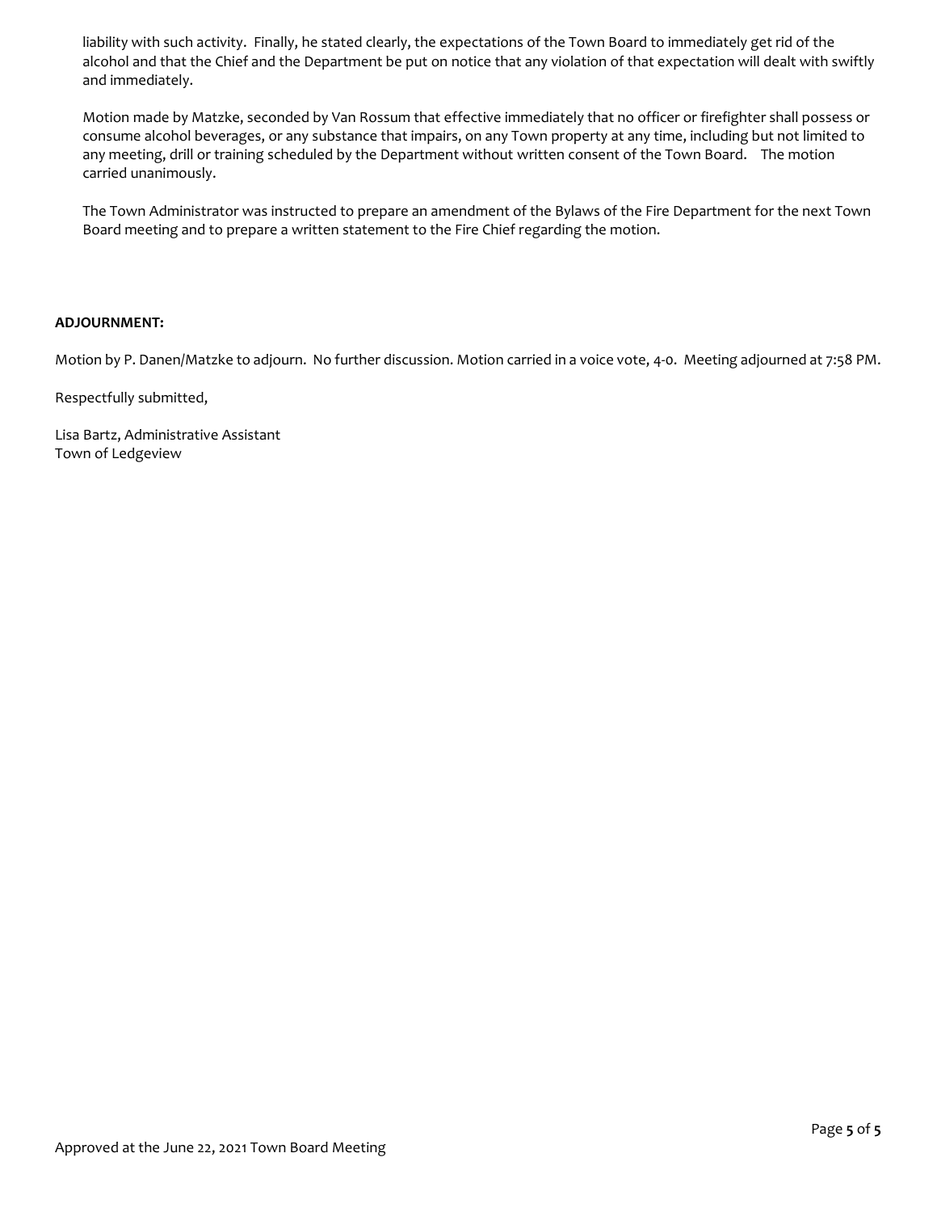liability with such activity. Finally, he stated clearly, the expectations of the Town Board to immediately get rid of the alcohol and that the Chief and the Department be put on notice that any violation of that expectation will dealt with swiftly and immediately.

Motion made by Matzke, seconded by Van Rossum that effective immediately that no officer or firefighter shall possess or consume alcohol beverages, or any substance that impairs, on any Town property at any time, including but not limited to any meeting, drill or training scheduled by the Department without written consent of the Town Board. The motion carried unanimously.

The Town Administrator was instructed to prepare an amendment of the Bylaws of the Fire Department for the next Town Board meeting and to prepare a written statement to the Fire Chief regarding the motion.

**ADJOURNMENT:**

Motion by P. Danen/Matzke to adjourn. No further discussion. Motion carried in a voice vote, 4-0. Meeting adjourned at 7:58 PM.

Respectfully submitted,

Lisa Bartz, Administrative Assistant
Town of Ledgeview

Approved at the June 22, 2021 Town Board Meeting